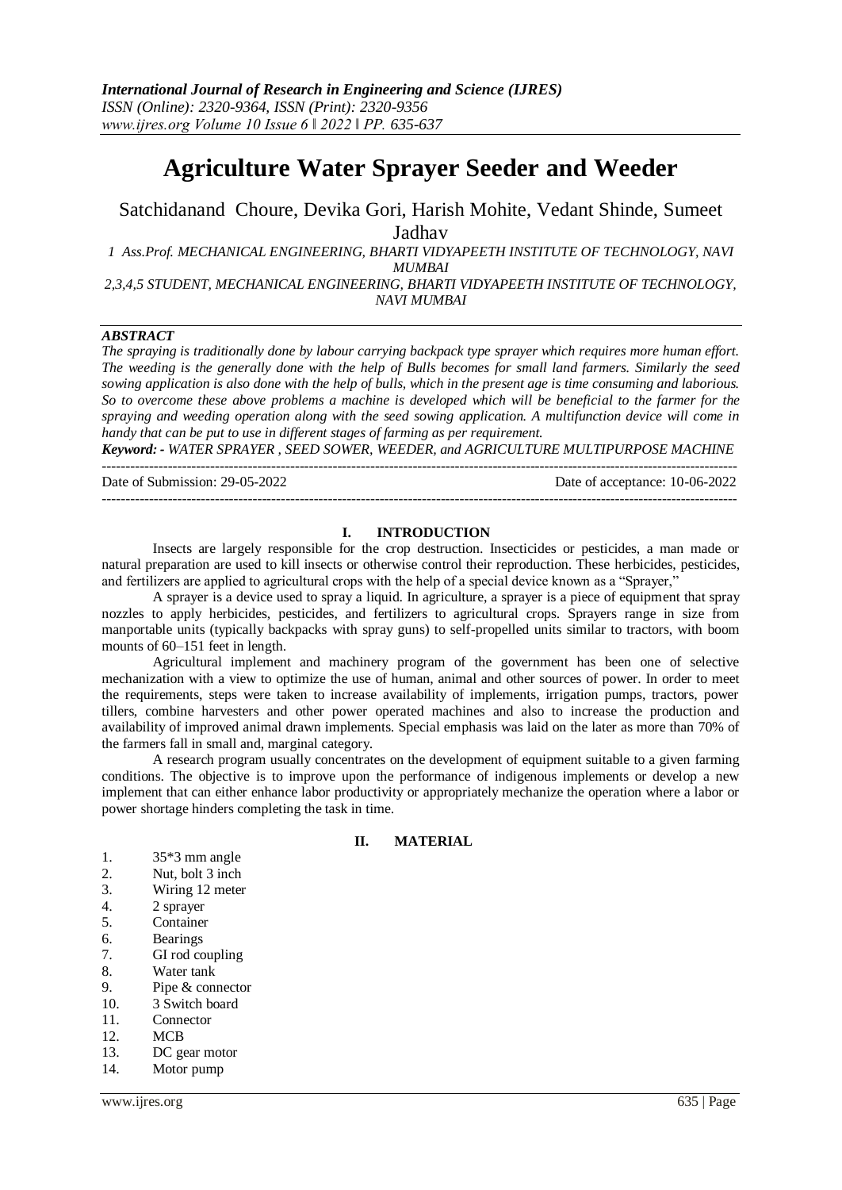# Agriculture Water Sprayer Seeder and Weeder

Satchidanand Choure, Devika Gori, Harish Mohite, Vedant Shinde, Sumeet Jadhav

1 Ass.Prof. MECHANICAL ENGINEERING, BHARTI VIDYAPEETH INSTITUTE OF TECHNOLOGY, NAVI MUMBAI

2,3,4,5 STUDENT, MECHANICAL ENGINEERING, BHARTI VIDYAPEETH INSTITUTE OF TECHNOLOGY, NAVI MUMBAI

***ABSTRACT***

*The spraying is traditionally done by labour carrying backpack type sprayer which requires more human effort. The weeding is the generally done with the help of Bulls becomes for small land farmers. Similarly the seed sowing application is also done with the help of bulls, which in the present age is time consuming and laborious. So to overcome these above problems a machine is developed which will be beneficial to the farmer for the spraying and weeding operation along with the seed sowing application. A multifunction device will come in handy that can be put to use in different stages of farming as per requirement.*

***Keyword: -*** *WATER SPRAYER , SEED SOWER, WEEDER, and AGRICULTURE MULTIPURPOSE MACHINE*

Date of Submission: 29-05-2022 | Date of acceptance: 10-06-2022

## I. INTRODUCTION

Insects are largely responsible for the crop destruction. Insecticides or pesticides, a man made or natural preparation are used to kill insects or otherwise control their reproduction. These herbicides, pesticides, and fertilizers are applied to agricultural crops with the help of a special device known as a "Sprayer,"

A sprayer is a device used to spray a liquid. In agriculture, a sprayer is a piece of equipment that spray nozzles to apply herbicides, pesticides, and fertilizers to agricultural crops. Sprayers range in size from manportable units (typically backpacks with spray guns) to self-propelled units similar to tractors, with boom mounts of 60–151 feet in length.

Agricultural implement and machinery program of the government has been one of selective mechanization with a view to optimize the use of human, animal and other sources of power. In order to meet the requirements, steps were taken to increase availability of implements, irrigation pumps, tractors, power tillers, combine harvesters and other power operated machines and also to increase the production and availability of improved animal drawn implements. Special emphasis was laid on the later as more than 70% of the farmers fall in small and, marginal category.

A research program usually concentrates on the development of equipment suitable to a given farming conditions. The objective is to improve upon the performance of indigenous implements or develop a new implement that can either enhance labor productivity or appropriately mechanize the operation where a labor or power shortage hinders completing the task in time.

## II. MATERIAL

1. 35*3 mm angle
2. Nut, bolt 3 inch
3. Wiring 12 meter
4. 2 sprayer
5. Container
6. Bearings
7. GI rod coupling
8. Water tank
9. Pipe & connector
10. 3 Switch board
11. Connector
12. MCB
13. DC gear motor
14. Motor pump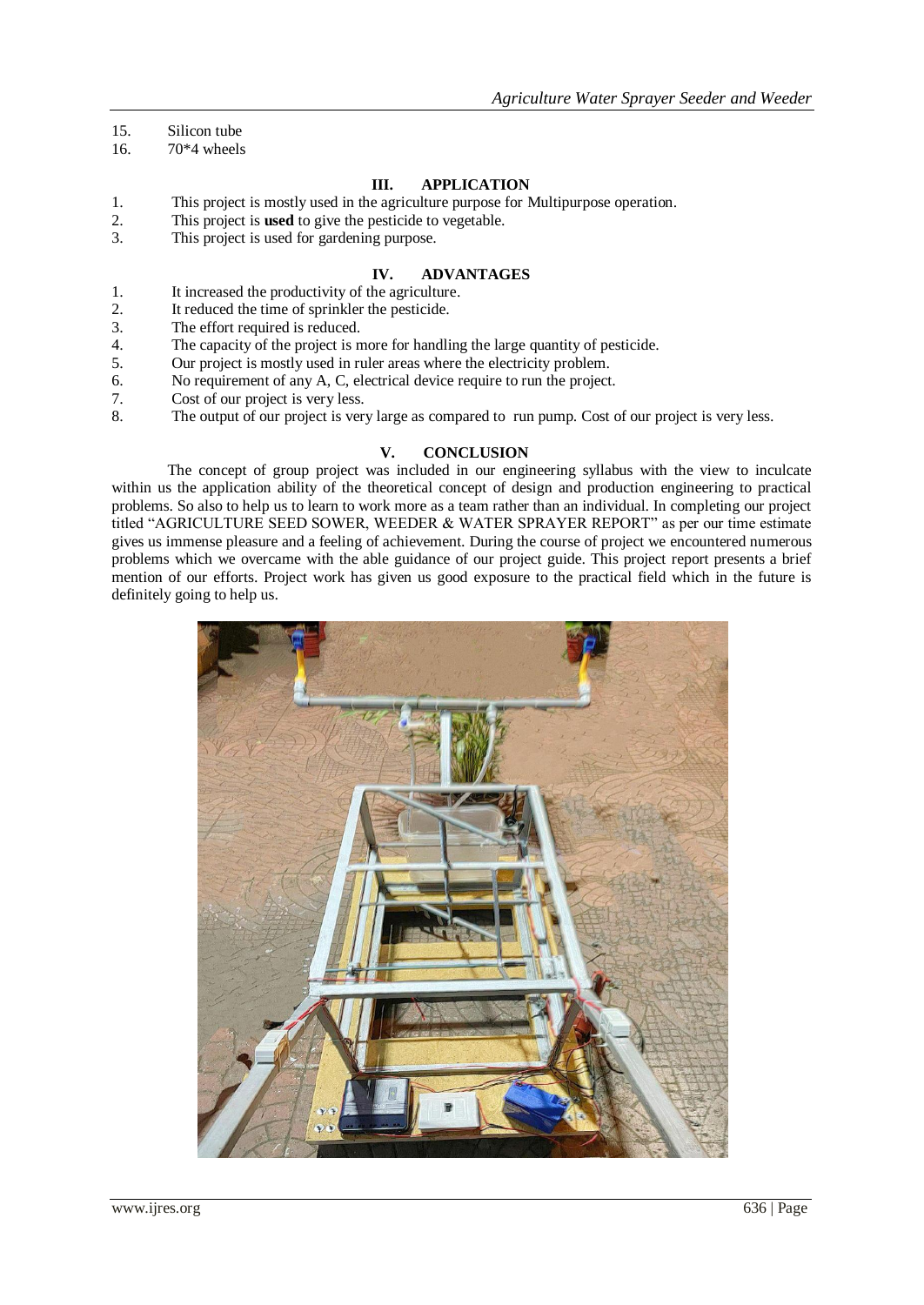15. Silicon tube
16. 70*4 wheels

## III. APPLICATION

1. This project is mostly used in the agriculture purpose for Multipurpose operation.
2. This project is **used** to give the pesticide to vegetable.
3. This project is used for gardening purpose.

## IV. ADVANTAGES

1. It increased the productivity of the agriculture.
2. It reduced the time of sprinkler the pesticide.
3. The effort required is reduced.
4. The capacity of the project is more for handling the large quantity of pesticide.
5. Our project is mostly used in ruler areas where the electricity problem.
6. No requirement of any A, C, electrical device require to run the project.
7. Cost of our project is very less.
8. The output of our project is very large as compared to run pump. Cost of our project is very less.

## V. CONCLUSION

The concept of group project was included in our engineering syllabus with the view to inculcate within us the application ability of the theoretical concept of design and production engineering to practical problems. So also to help us to learn to work more as a team rather than an individual. In completing our project titled "AGRICULTURE SEED SOWER, WEEDER & WATER SPRAYER REPORT" as per our time estimate gives us immense pleasure and a feeling of achievement. During the course of project we encountered numerous problems which we overcame with the able guidance of our project guide. This project report presents a brief mention of our efforts. Project work has given us good exposure to the practical field which in the future is definitely going to help us.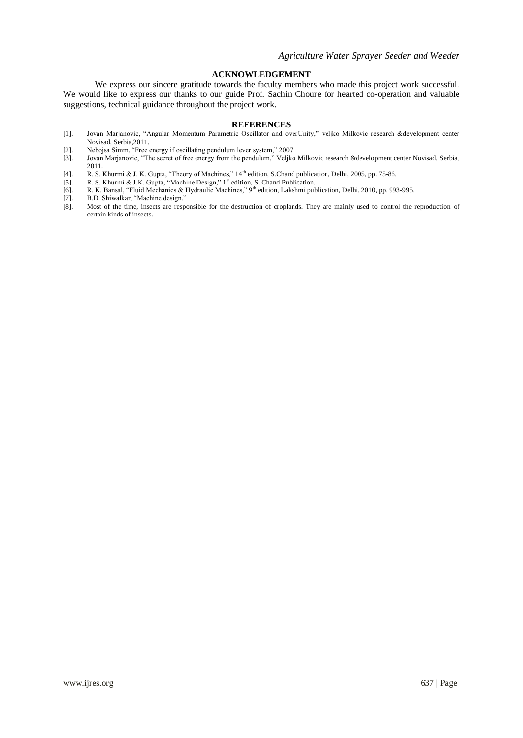## ACKNOWLEDGEMENT

We express our sincere gratitude towards the faculty members who made this project work successful. We would like to express our thanks to our guide Prof. Sachin Choure for hearted co-operation and valuable suggestions, technical guidance throughout the project work.

## REFERENCES

[1]. Jovan Marjanovic, "Angular Momentum Parametric Oscillator and overUnity," veljko Milkovic research &development center Novisad, Serbia,2011.

[2]. Nebojsa Simm, "Free energy if oscillating pendulum lever system," 2007.

[3]. Jovan Marjanovic, "The secret of free energy from the pendulum," Veljko Milkovic research &development center Novisad, Serbia, 2011.

[4]. R. S. Khurmi & J. K. Gupta, "Theory of Machines," 14th edition, S.Chand publication, Delhi, 2005, pp. 75-86.

[5]. R. S. Khurmi & J.K. Gupta, "Machine Design," 1st edition, S. Chand Publication.

[6]. R. K. Bansal, "Fluid Mechanics & Hydraulic Machines," 9th edition, Lakshmi publication, Delhi, 2010, pp. 993-995.

[7]. B.D. Shiwalkar, "Machine design."

[8]. Most of the time, insects are responsible for the destruction of croplands. They are mainly used to control the reproduction of certain kinds of insects.